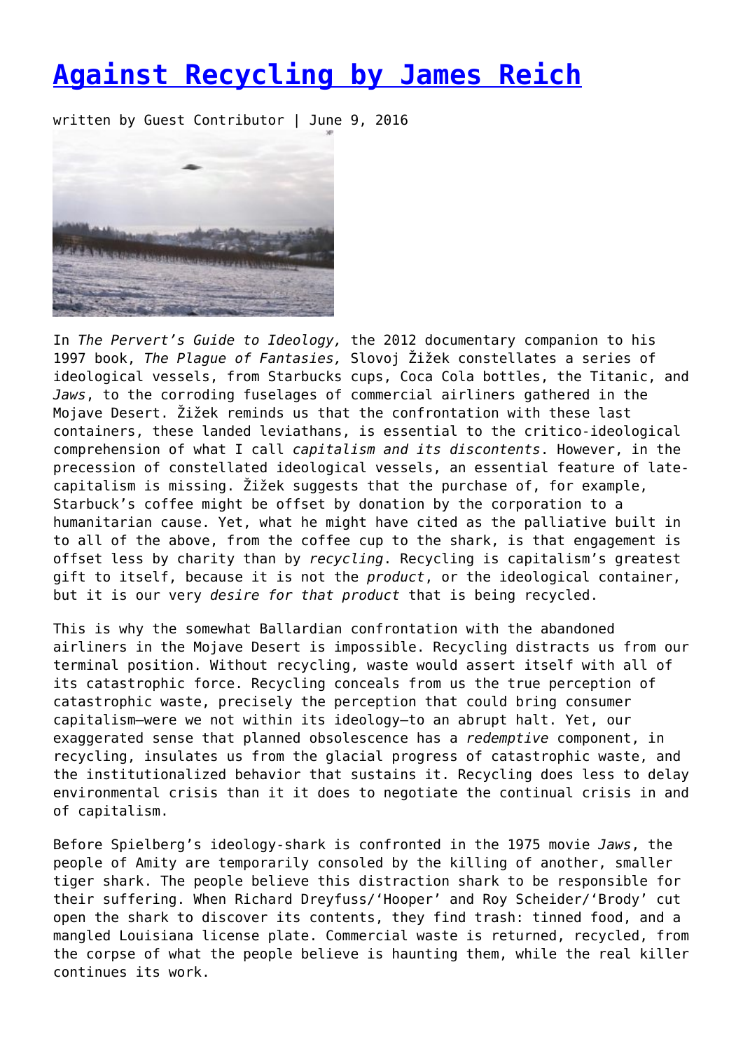# [Against Recycling by James Reich]

written by Guest Contributor | June 9, 2016

In *The Pervert's Guide to Ideology,* the 2012 documentary companion to his 1997 book, *The Plague of Fantasies,* Slovoj Žižek constellates a series of ideological vessels, from Starbucks cups, Coca Cola bottles, the Titanic, and *Jaws*, to the corroding fuselages of commercial airliners gathered in the Mojave Desert. Žižek reminds us that the confrontation with these last containers, these landed leviathans, is essential to the critico-ideological comprehension of what I call *capitalism and its discontents*. However, in the precession of constellated ideological vessels, an essential feature of late-capitalism is missing. Žižek suggests that the purchase of, for example, Starbuck's coffee might be offset by donation by the corporation to a humanitarian cause. Yet, what he might have cited as the palliative built in to all of the above, from the coffee cup to the shark, is that engagement is offset less by charity than by *recycling*. Recycling is capitalism's greatest gift to itself, because it is not the *product*, or the ideological container, but it is our very *desire for that product* that is being recycled.

This is why the somewhat Ballardian confrontation with the abandoned airliners in the Mojave Desert is impossible. Recycling distracts us from our terminal position. Without recycling, waste would assert itself with all of its catastrophic force. Recycling conceals from us the true perception of catastrophic waste, precisely the perception that could bring consumer capitalism—were we not within its ideology—to an abrupt halt. Yet, our exaggerated sense that planned obsolescence has a *redemptive* component, in recycling, insulates us from the glacial progress of catastrophic waste, and the institutionalized behavior that sustains it. Recycling does less to delay environmental crisis than it it does to negotiate the continual crisis in and of capitalism.

Before Spielberg's ideology-shark is confronted in the 1975 movie *Jaws*, the people of Amity are temporarily consoled by the killing of another, smaller tiger shark. The people believe this distraction shark to be responsible for their suffering. When Richard Dreyfuss/'Hooper' and Roy Scheider/'Brody' cut open the shark to discover its contents, they find trash: tinned food, and a mangled Louisiana license plate. Commercial waste is returned, recycled, from the corpse of what the people believe is haunting them, while the real killer continues its work.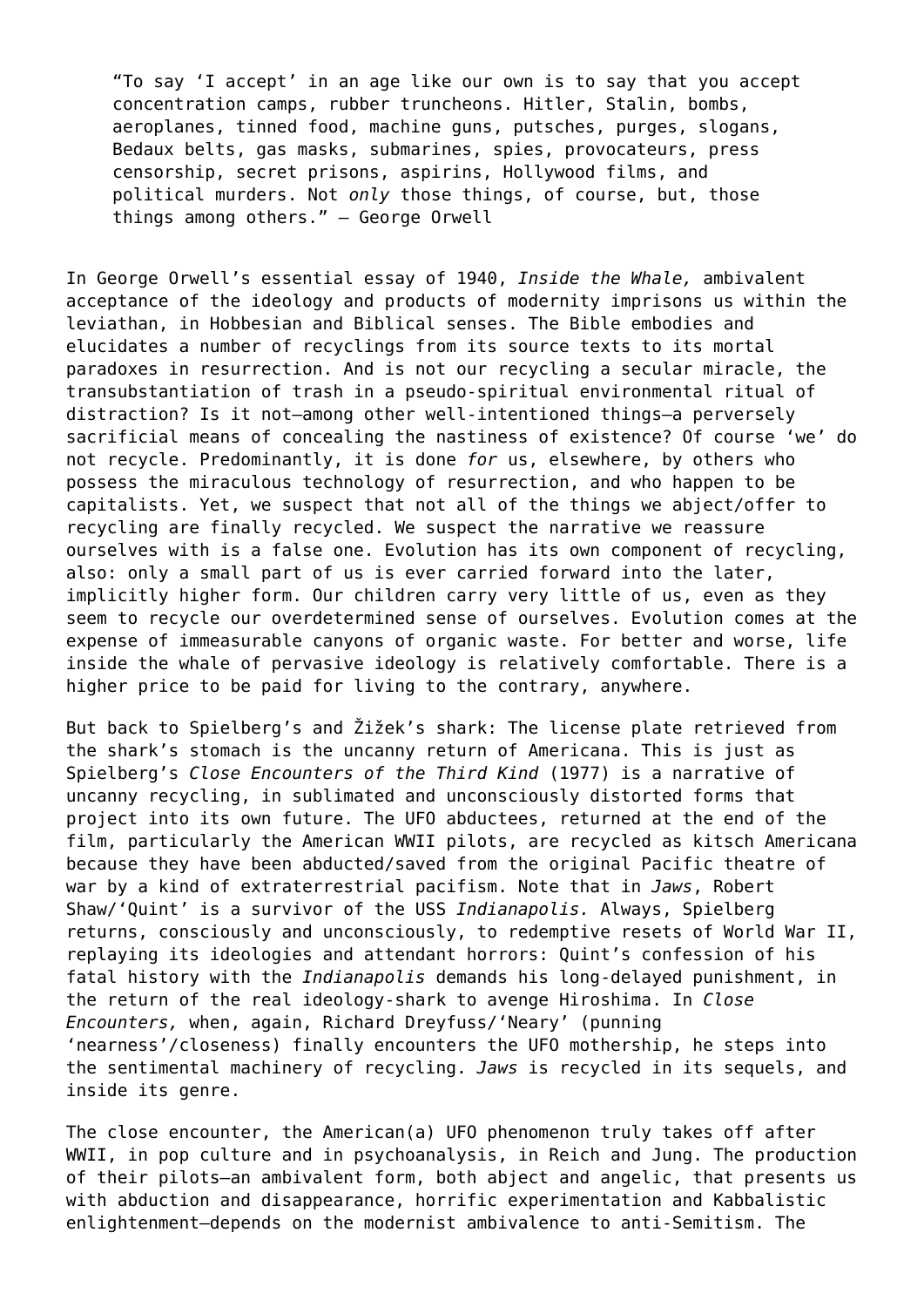> "To say 'I accept' in an age like our own is to say that you accept concentration camps, rubber truncheons. Hitler, Stalin, bombs, aeroplanes, tinned food, machine guns, putsches, purges, slogans, Bedaux belts, gas masks, submarines, spies, provocateurs, press censorship, secret prisons, aspirins, Hollywood films, and political murders. Not *only* those things, of course, but, those things among others." – George Orwell

In George Orwell's essential essay of 1940, *Inside the Whale,* ambivalent acceptance of the ideology and products of modernity imprisons us within the leviathan, in Hobbesian and Biblical senses. The Bible embodies and elucidates a number of recyclings from its source texts to its mortal paradoxes in resurrection. And is not our recycling a secular miracle, the transubstantiation of trash in a pseudo-spiritual environmental ritual of distraction? Is it not—among other well-intentioned things—a perversely sacrificial means of concealing the nastiness of existence? Of course 'we' do not recycle. Predominantly, it is done *for* us, elsewhere, by others who possess the miraculous technology of resurrection, and who happen to be capitalists. Yet, we suspect that not all of the things we abject/offer to recycling are finally recycled. We suspect the narrative we reassure ourselves with is a false one. Evolution has its own component of recycling, also: only a small part of us is ever carried forward into the later, implicitly higher form. Our children carry very little of us, even as they seem to recycle our overdetermined sense of ourselves. Evolution comes at the expense of immeasurable canyons of organic waste. For better and worse, life inside the whale of pervasive ideology is relatively comfortable. There is a higher price to be paid for living to the contrary, anywhere.

But back to Spielberg's and Žižek's shark: The license plate retrieved from the shark's stomach is the uncanny return of Americana. This is just as Spielberg's *Close Encounters of the Third Kind* (1977) is a narrative of uncanny recycling, in sublimated and unconsciously distorted forms that project into its own future. The UFO abductees, returned at the end of the film, particularly the American WWII pilots, are recycled as kitsch Americana because they have been abducted/saved from the original Pacific theatre of war by a kind of extraterrestrial pacifism. Note that in *Jaws*, Robert Shaw/'Quint' is a survivor of the USS *Indianapolis.* Always, Spielberg returns, consciously and unconsciously, to redemptive resets of World War II, replaying its ideologies and attendant horrors: Quint's confession of his fatal history with the *Indianapolis* demands his long-delayed punishment, in the return of the real ideology-shark to avenge Hiroshima. In *Close Encounters,* when, again, Richard Dreyfuss/'Neary' (punning 'nearness'/closeness) finally encounters the UFO mothership, he steps into the sentimental machinery of recycling. *Jaws* is recycled in its sequels, and inside its genre.

The close encounter, the American(a) UFO phenomenon truly takes off after WWII, in pop culture and in psychoanalysis, in Reich and Jung. The production of their pilots—an ambivalent form, both abject and angelic, that presents us with abduction and disappearance, horrific experimentation and Kabbalistic enlightenment—depends on the modernist ambivalence to anti-Semitism. The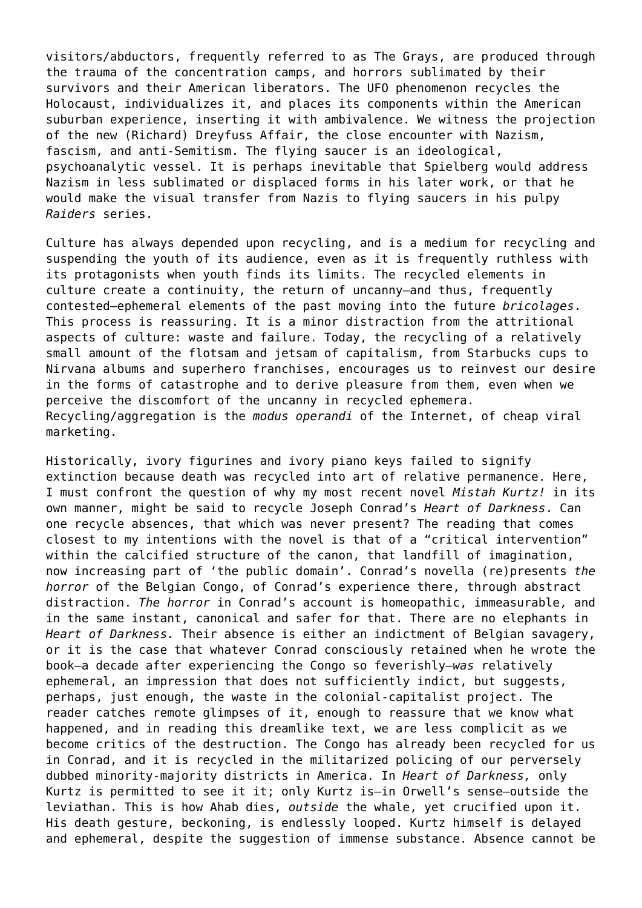visitors/abductors, frequently referred to as The Grays, are produced through the trauma of the concentration camps, and horrors sublimated by their survivors and their American liberators. The UFO phenomenon recycles the Holocaust, individualizes it, and places its components within the American suburban experience, inserting it with ambivalence. We witness the projection of the new (Richard) Dreyfuss Affair, the close encounter with Nazism, fascism, and anti-Semitism. The flying saucer is an ideological, psychoanalytic vessel. It is perhaps inevitable that Spielberg would address Nazism in less sublimated or displaced forms in his later work, or that he would make the visual transfer from Nazis to flying saucers in his pulpy *Raiders* series.

Culture has always depended upon recycling, and is a medium for recycling and suspending the youth of its audience, even as it is frequently ruthless with its protagonists when youth finds its limits. The recycled elements in culture create a continuity, the return of uncanny—and thus, frequently contested—ephemeral elements of the past moving into the future *bricolages*. This process is reassuring. It is a minor distraction from the attritional aspects of culture: waste and failure. Today, the recycling of a relatively small amount of the flotsam and jetsam of capitalism, from Starbucks cups to Nirvana albums and superhero franchises, encourages us to reinvest our desire in the forms of catastrophe and to derive pleasure from them, even when we perceive the discomfort of the uncanny in recycled ephemera. Recycling/aggregation is the *modus operandi* of the Internet, of cheap viral marketing.

Historically, ivory figurines and ivory piano keys failed to signify extinction because death was recycled into art of relative permanence. Here, I must confront the question of why my most recent novel *Mistah Kurtz!* in its own manner, might be said to recycle Joseph Conrad's *Heart of Darkness*. Can one recycle absences, that which was never present? The reading that comes closest to my intentions with the novel is that of a "critical intervention" within the calcified structure of the canon, that landfill of imagination, now increasing part of 'the public domain'. Conrad's novella (re)presents *the horror* of the Belgian Congo, of Conrad's experience there, through abstract distraction. *The horror* in Conrad's account is homeopathic, immeasurable, and in the same instant, canonical and safer for that. There are no elephants in *Heart of Darkness.* Their absence is either an indictment of Belgian savagery, or it is the case that whatever Conrad consciously retained when he wrote the book—a decade after experiencing the Congo so feverishly—*was* relatively ephemeral, an impression that does not sufficiently indict, but suggests, perhaps, just enough, the waste in the colonial-capitalist project. The reader catches remote glimpses of it, enough to reassure that we know what happened, and in reading this dreamlike text, we are less complicit as we become critics of the destruction. The Congo has already been recycled for us in Conrad, and it is recycled in the militarized policing of our perversely dubbed minority-majority districts in America. In *Heart of Darkness,* only Kurtz is permitted to see it it; only Kurtz is—in Orwell's sense—outside the leviathan. This is how Ahab dies, *outside* the whale, yet crucified upon it. His death gesture, beckoning, is endlessly looped. Kurtz himself is delayed and ephemeral, despite the suggestion of immense substance. Absence cannot be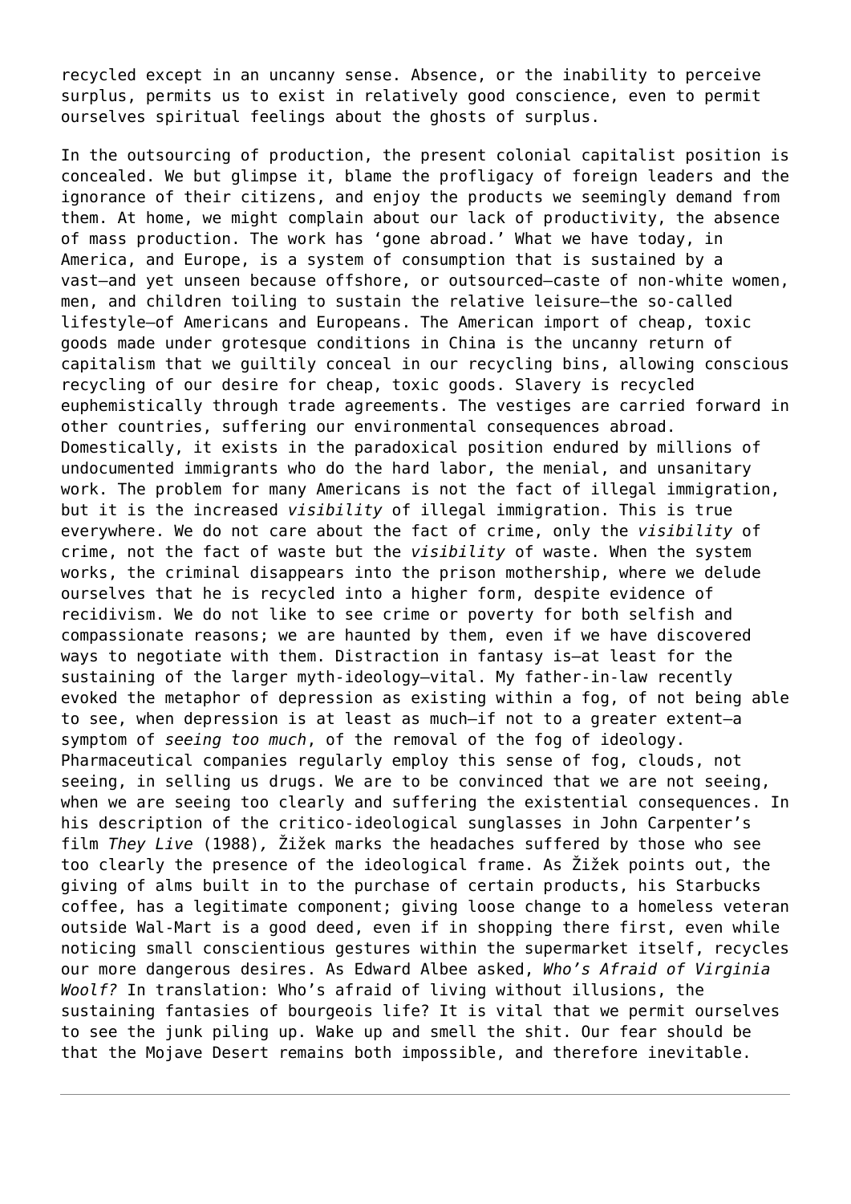recycled except in an uncanny sense. Absence, or the inability to perceive surplus, permits us to exist in relatively good conscience, even to permit ourselves spiritual feelings about the ghosts of surplus.

In the outsourcing of production, the present colonial capitalist position is concealed. We but glimpse it, blame the profligacy of foreign leaders and the ignorance of their citizens, and enjoy the products we seemingly demand from them. At home, we might complain about our lack of productivity, the absence of mass production. The work has 'gone abroad.' What we have today, in America, and Europe, is a system of consumption that is sustained by a vast—and yet unseen because offshore, or outsourced—caste of non-white women, men, and children toiling to sustain the relative leisure—the so-called lifestyle—of Americans and Europeans. The American import of cheap, toxic goods made under grotesque conditions in China is the uncanny return of capitalism that we guiltily conceal in our recycling bins, allowing conscious recycling of our desire for cheap, toxic goods. Slavery is recycled euphemistically through trade agreements. The vestiges are carried forward in other countries, suffering our environmental consequences abroad. Domestically, it exists in the paradoxical position endured by millions of undocumented immigrants who do the hard labor, the menial, and unsanitary work. The problem for many Americans is not the fact of illegal immigration, but it is the increased *visibility* of illegal immigration. This is true everywhere. We do not care about the fact of crime, only the *visibility* of crime, not the fact of waste but the *visibility* of waste. When the system works, the criminal disappears into the prison mothership, where we delude ourselves that he is recycled into a higher form, despite evidence of recidivism. We do not like to see crime or poverty for both selfish and compassionate reasons; we are haunted by them, even if we have discovered ways to negotiate with them. Distraction in fantasy is—at least for the sustaining of the larger myth-ideology—vital. My father-in-law recently evoked the metaphor of depression as existing within a fog, of not being able to see, when depression is at least as much—if not to a greater extent—a symptom of *seeing too much*, of the removal of the fog of ideology. Pharmaceutical companies regularly employ this sense of fog, clouds, not seeing, in selling us drugs. We are to be convinced that we are not seeing, when we are seeing too clearly and suffering the existential consequences. In his description of the critico-ideological sunglasses in John Carpenter's film *They Live* (1988), Žižek marks the headaches suffered by those who see too clearly the presence of the ideological frame. As Žižek points out, the giving of alms built in to the purchase of certain products, his Starbucks coffee, has a legitimate component; giving loose change to a homeless veteran outside Wal-Mart is a good deed, even if in shopping there first, even while noticing small conscientious gestures within the supermarket itself, recycles our more dangerous desires. As Edward Albee asked, *Who's Afraid of Virginia Woolf?* In translation: Who's afraid of living without illusions, the sustaining fantasies of bourgeois life? It is vital that we permit ourselves to see the junk piling up. Wake up and smell the shit. Our fear should be that the Mojave Desert remains both impossible, and therefore inevitable.

---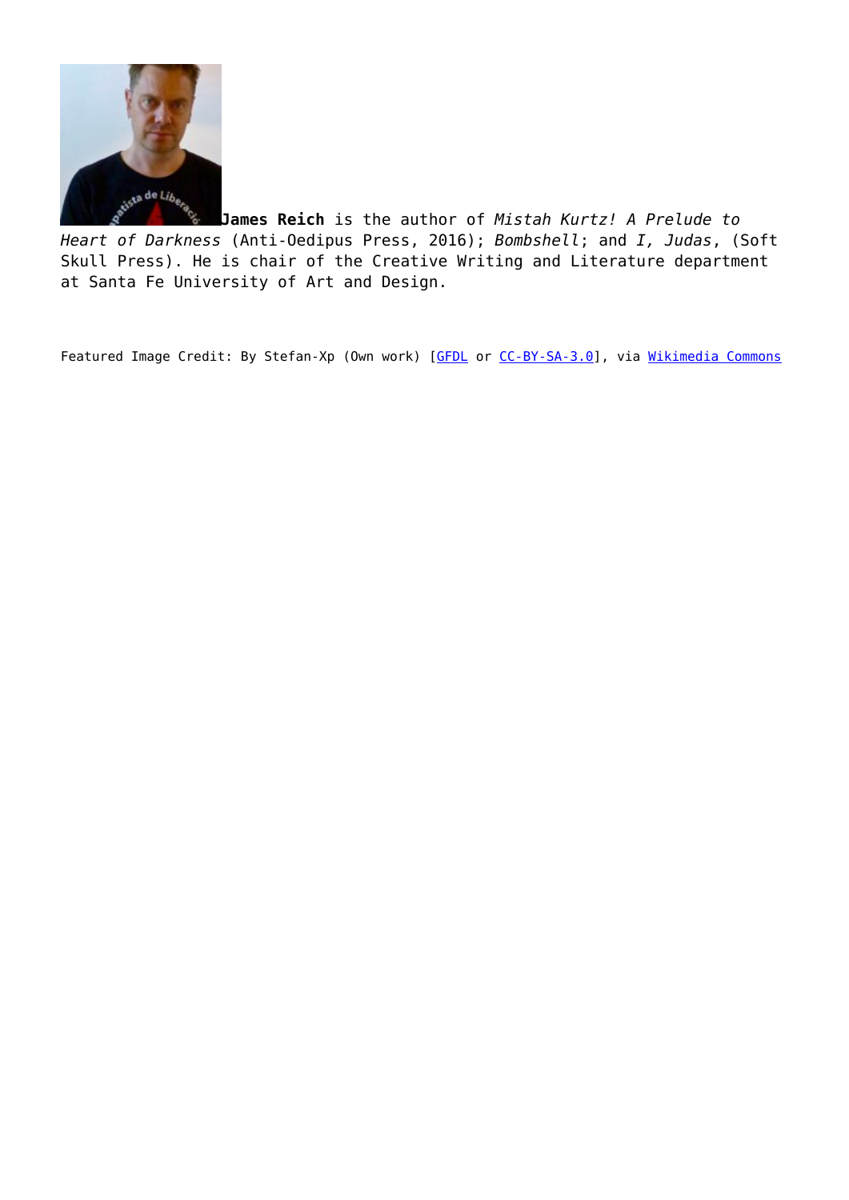**James Reich** is the author of *Mistah Kurtz! A Prelude to Heart of Darkness* (Anti-Oedipus Press, 2016); *Bombshell*; and *I, Judas*, (Soft Skull Press). He is chair of the Creative Writing and Literature department at Santa Fe University of Art and Design.

Featured Image Credit: By Stefan-Xp (Own work) [GFDL or CC-BY-SA-3.0], via Wikimedia Commons